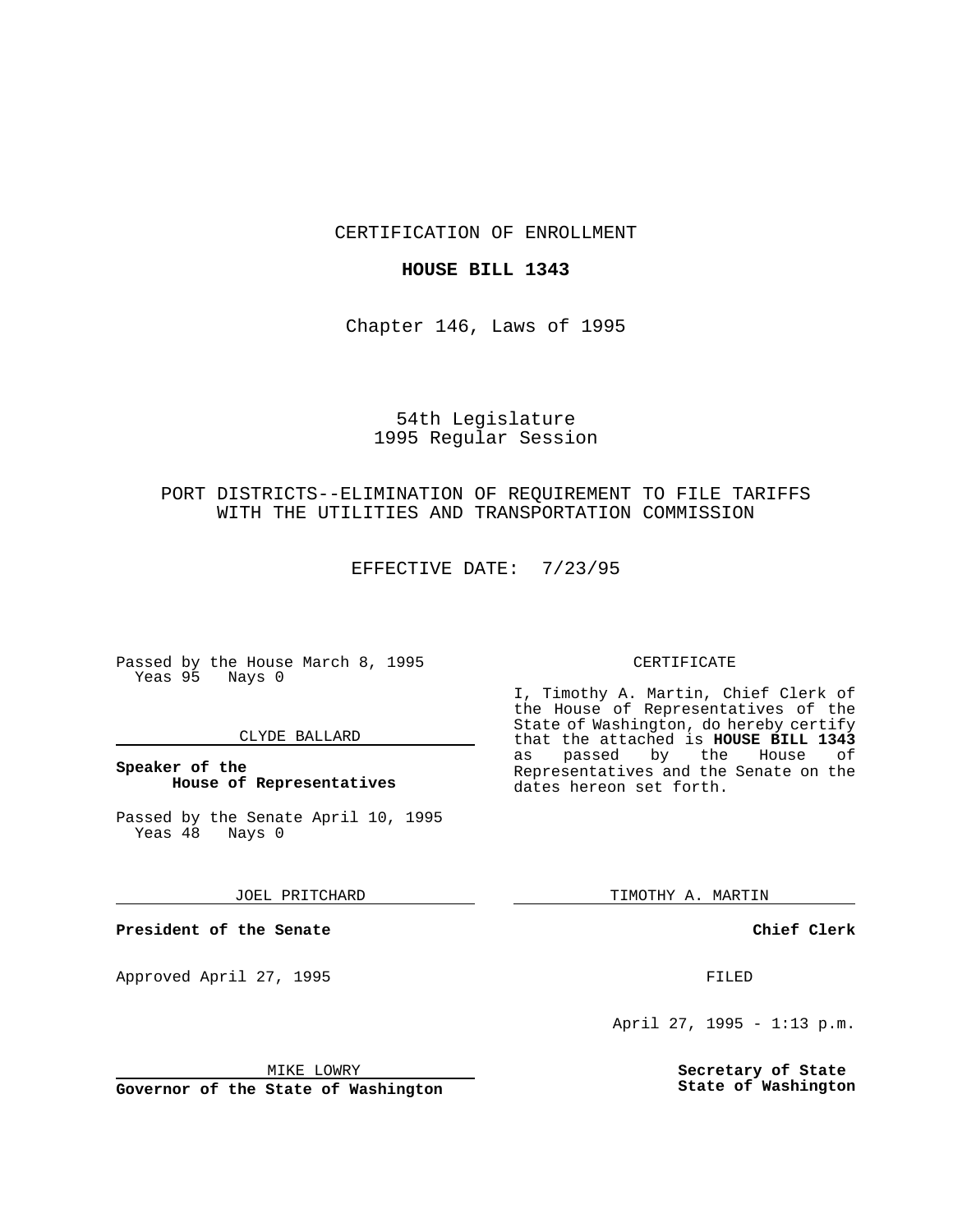CERTIFICATION OF ENROLLMENT

**HOUSE BILL 1343**

Chapter 146, Laws of 1995

54th Legislature
1995 Regular Session

PORT DISTRICTS--ELIMINATION OF REQUIREMENT TO FILE TARIFFS WITH THE UTILITIES AND TRANSPORTATION COMMISSION

EFFECTIVE DATE: 7/23/95

Passed by the House March 8, 1995
Yeas 95 Nays 0

CLYDE BALLARD

**Speaker of the House of Representatives**

Passed by the Senate April 10, 1995
Yeas 48 Nays 0

JOEL PRITCHARD

**President of the Senate**

Approved April 27, 1995

MIKE LOWRY

**Governor of the State of Washington**

CERTIFICATE

I, Timothy A. Martin, Chief Clerk of the House of Representatives of the State of Washington, do hereby certify that the attached is **HOUSE BILL 1343** as passed by the House of Representatives and the Senate on the dates hereon set forth.

TIMOTHY A. MARTIN

**Chief Clerk**

FILED

April 27, 1995 - 1:13 p.m.

**Secretary of State**
**State of Washington**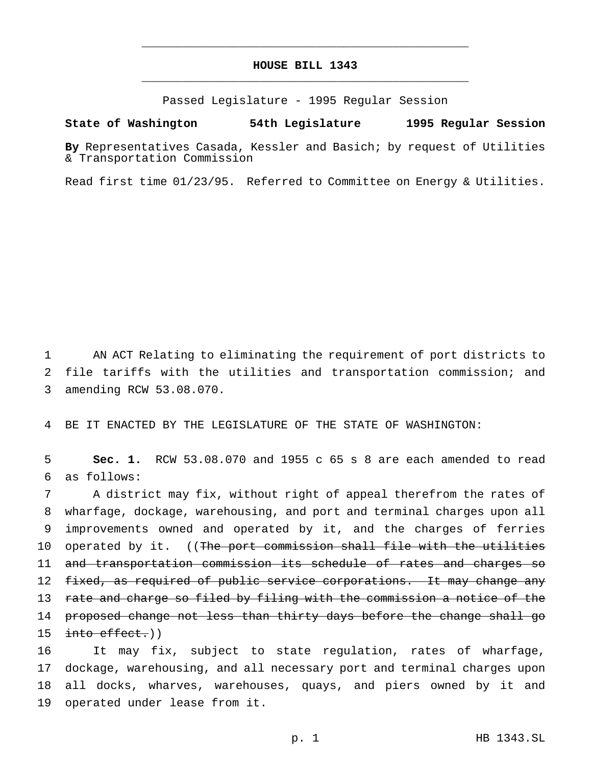# HOUSE BILL 1343

Passed Legislature - 1995 Regular Session

**State of Washington 54th Legislature 1995 Regular Session**

**By** Representatives Casada, Kessler and Basich; by request of Utilities & Transportation Commission

Read first time 01/23/95. Referred to Committee on Energy & Utilities.

AN ACT Relating to eliminating the requirement of port districts to file tariffs with the utilities and transportation commission; and amending RCW 53.08.070.

BE IT ENACTED BY THE LEGISLATURE OF THE STATE OF WASHINGTON:

**Sec. 1.** RCW 53.08.070 and 1955 c 65 s 8 are each amended to read as follows:

A district may fix, without right of appeal therefrom the rates of wharfage, dockage, warehousing, and port and terminal charges upon all improvements owned and operated by it, and the charges of ferries operated by it. ((~~The port commission shall file with the utilities and transportation commission its schedule of rates and charges so fixed, as required of public service corporations. It may change any rate and charge so filed by filing with the commission a notice of the proposed change not less than thirty days before the change shall go into effect.~~))

It may fix, subject to state regulation, rates of wharfage, dockage, warehousing, and all necessary port and terminal charges upon all docks, wharves, warehouses, quays, and piers owned by it and operated under lease from it.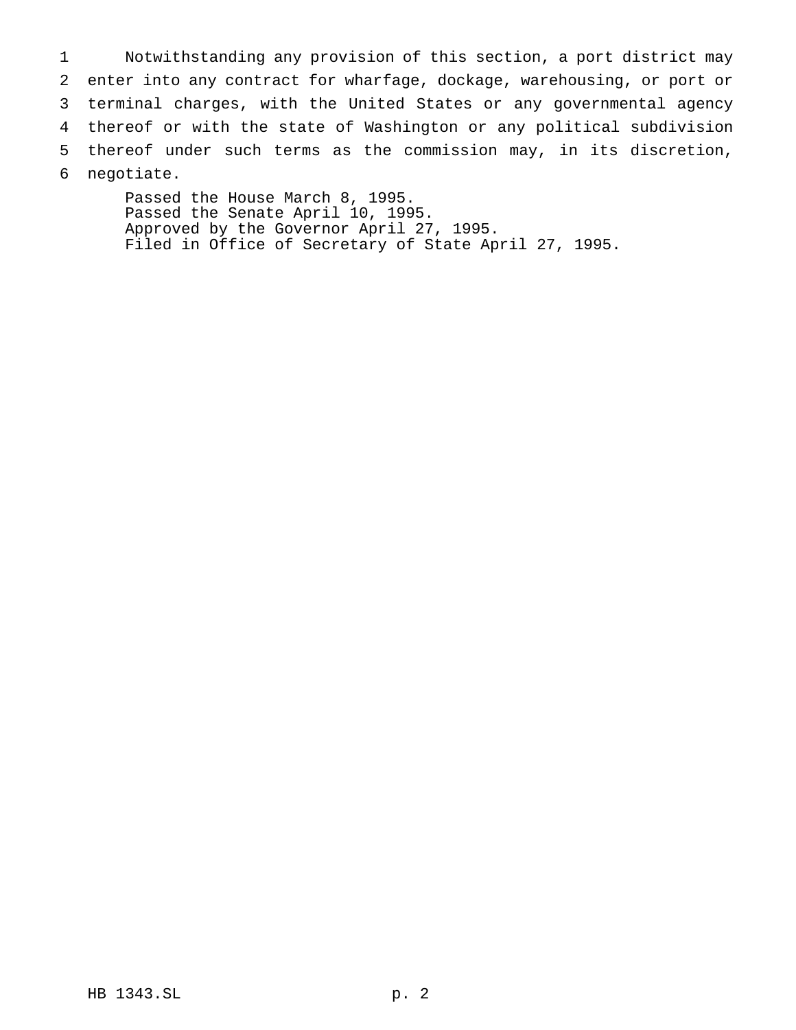Notwithstanding any provision of this section, a port district may enter into any contract for wharfage, dockage, warehousing, or port or terminal charges, with the United States or any governmental agency thereof or with the state of Washington or any political subdivision thereof under such terms as the commission may, in its discretion, negotiate.

Passed the House March 8, 1995.
Passed the Senate April 10, 1995.
Approved by the Governor April 27, 1995.
Filed in Office of Secretary of State April 27, 1995.